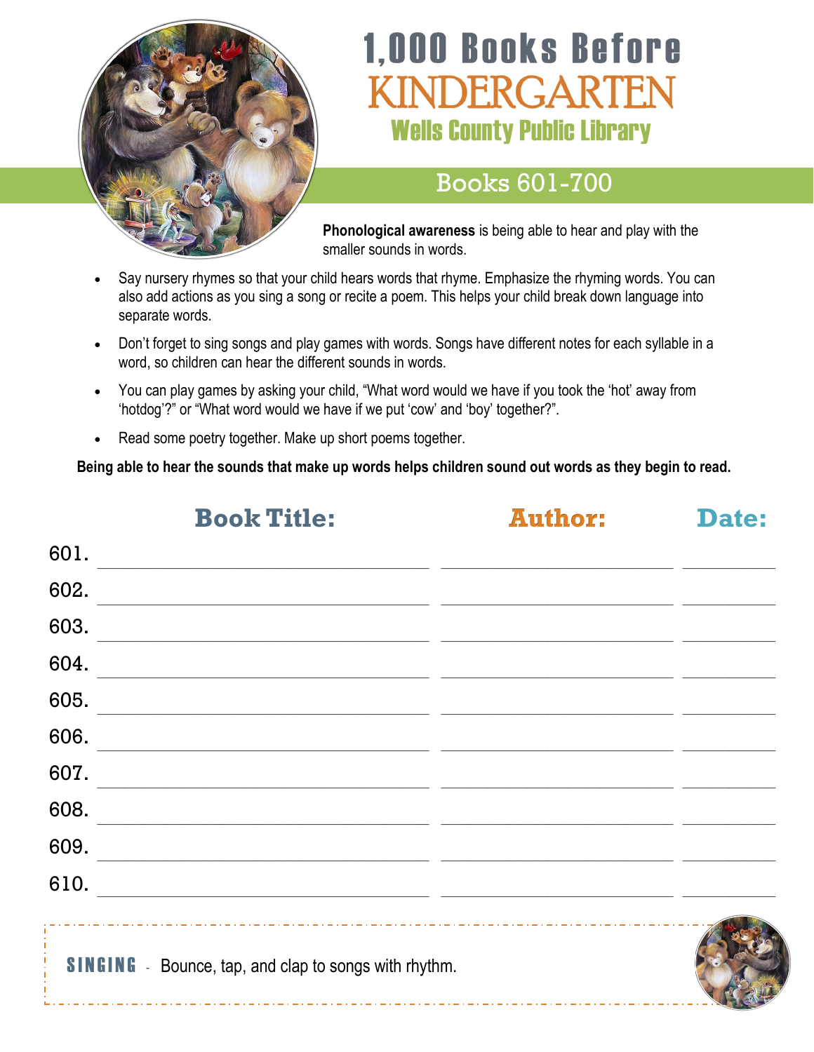# 1,000 Books Before KINDERGARTEN

## Wells County Public Library

## Books 601-700

**Phonological awareness** is being able to hear and play with the smaller sounds in words.

- Say nursery rhymes so that your child hears words that rhyme. Emphasize the rhyming words. You can also add actions as you sing a song or recite a poem. This helps your child break down language into separate words.
- Don't forget to sing songs and play games with words. Songs have different notes for each syllable in a word, so children can hear the different sounds in words.
- You can play games by asking your child, "What word would we have if you took the 'hot' away from 'hotdog'?" or "What word would we have if we put 'cow' and 'boy' together?".
- Read some poetry together. Make up short poems together.

**Being able to hear the sounds that make up words helps children sound out words as they begin to read.**

| | Book Title: | Author: | Date: |
|---|---|---|---|
| 601. | | | |
| 602. | | | |
| 603. | | | |
| 604. | | | |
| 605. | | | |
| 606. | | | |
| 607. | | | |
| 608. | | | |
| 609. | | | |
| 610. | | | |

**SINGING** - Bounce, tap, and clap to songs with rhythm.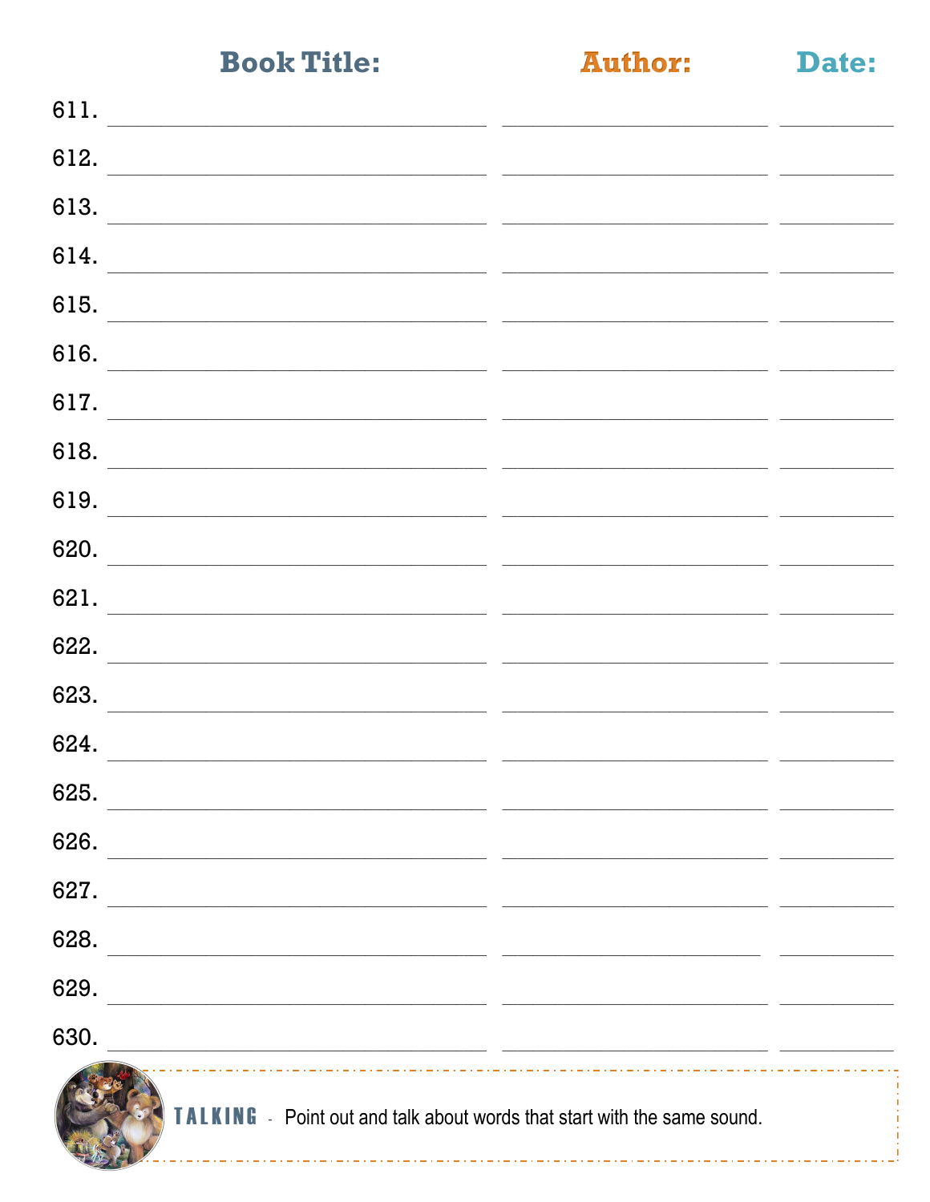| | Book Title: | Author: | Date: |
|---|---|---|---|
| 611. | | | |
| 612. | | | |
| 613. | | | |
| 614. | | | |
| 615. | | | |
| 616. | | | |
| 617. | | | |
| 618. | | | |
| 619. | | | |
| 620. | | | |
| 621. | | | |
| 622. | | | |
| 623. | | | |
| 624. | | | |
| 625. | | | |
| 626. | | | |
| 627. | | | |
| 628. | | | |
| 629. | | | |
| 630. | | | |

**TALKING** - Point out and talk about words that start with the same sound.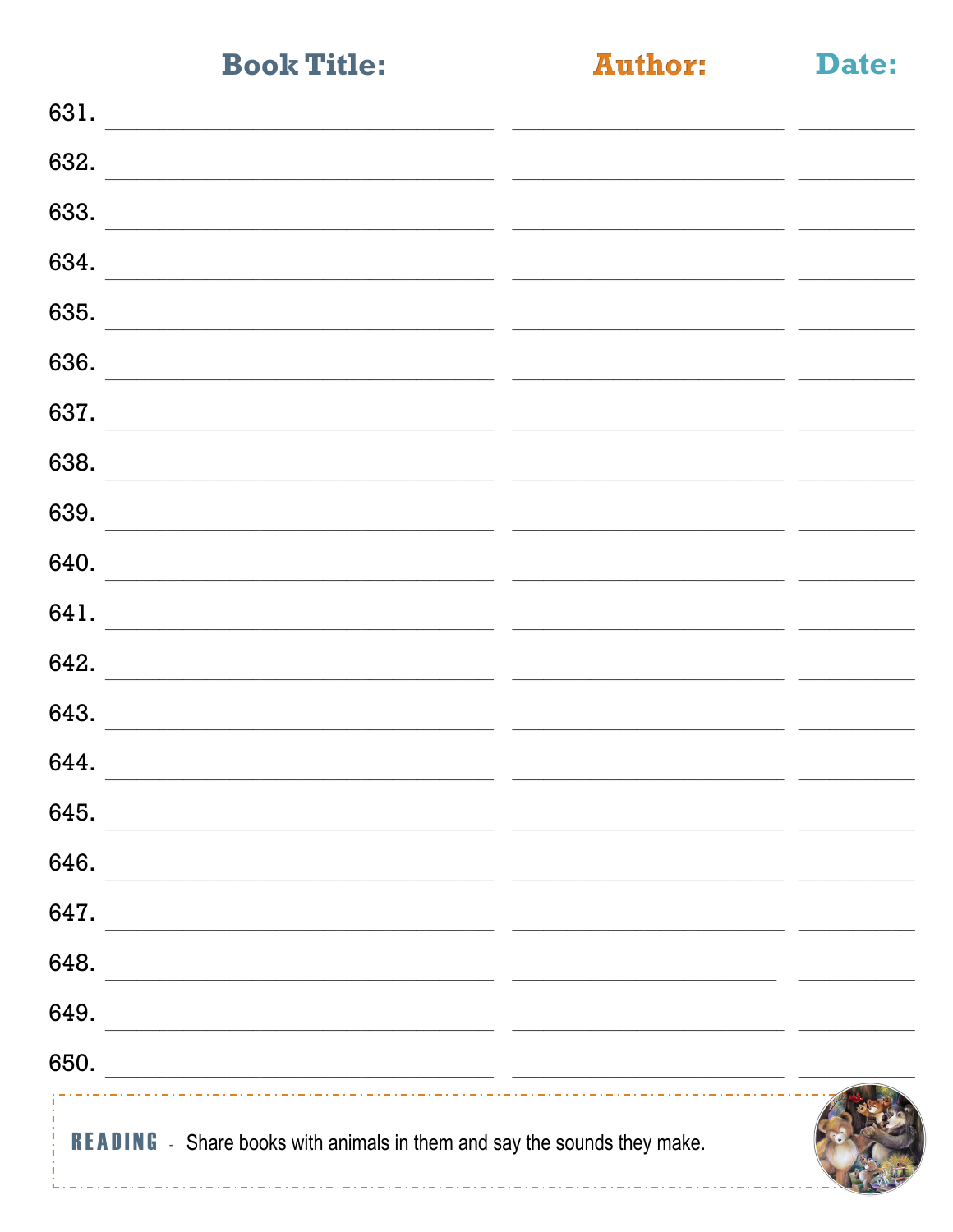| | Book Title: | Author: | Date: |
|---|---|---|---|
| 631. | | | |
| 632. | | | |
| 633. | | | |
| 634. | | | |
| 635. | | | |
| 636. | | | |
| 637. | | | |
| 638. | | | |
| 639. | | | |
| 640. | | | |
| 641. | | | |
| 642. | | | |
| 643. | | | |
| 644. | | | |
| 645. | | | |
| 646. | | | |
| 647. | | | |
| 648. | | | |
| 649. | | | |
| 650. | | | |

**READING** - Share books with animals in them and say the sounds they make.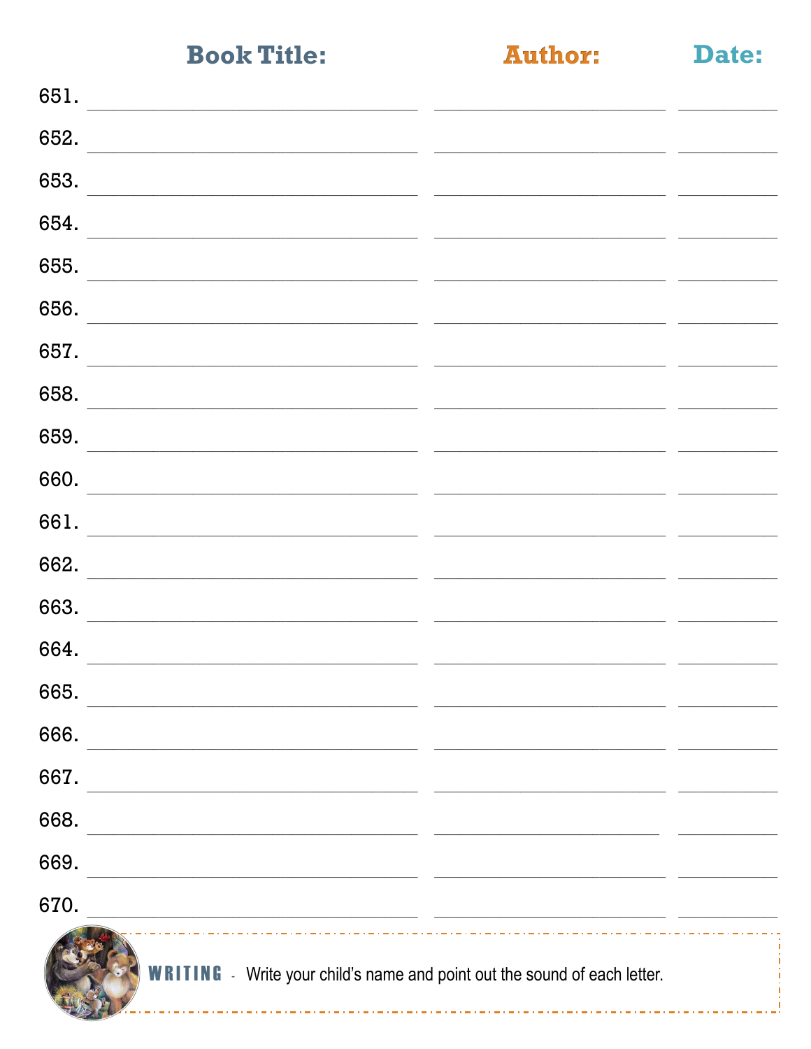| | Book Title: | Author: | Date: |
|---|---|---|---|
| 651. | | | |
| 652. | | | |
| 653. | | | |
| 654. | | | |
| 655. | | | |
| 656. | | | |
| 657. | | | |
| 658. | | | |
| 659. | | | |
| 660. | | | |
| 661. | | | |
| 662. | | | |
| 663. | | | |
| 664. | | | |
| 665. | | | |
| 666. | | | |
| 667. | | | |
| 668. | | | |
| 669. | | | |
| 670. | | | |

**WRITING** - Write your child's name and point out the sound of each letter.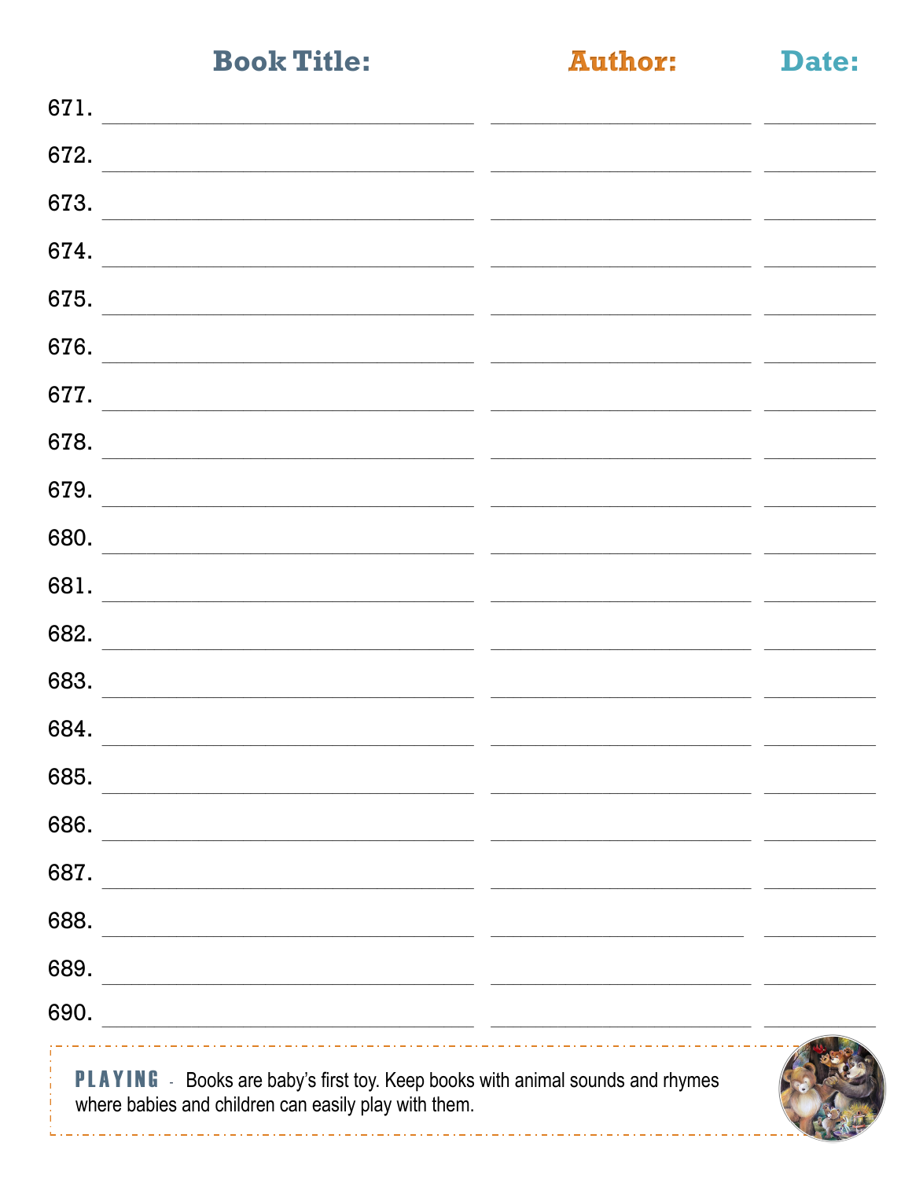| | Book Title: | Author: | Date: |
|---|---|---|---|
| 671. | | | |
| 672. | | | |
| 673. | | | |
| 674. | | | |
| 675. | | | |
| 676. | | | |
| 677. | | | |
| 678. | | | |
| 679. | | | |
| 680. | | | |
| 681. | | | |
| 682. | | | |
| 683. | | | |
| 684. | | | |
| 685. | | | |
| 686. | | | |
| 687. | | | |
| 688. | | | |
| 689. | | | |
| 690. | | | |

**PLAYING** - Books are baby's first toy. Keep books with animal sounds and rhymes where babies and children can easily play with them.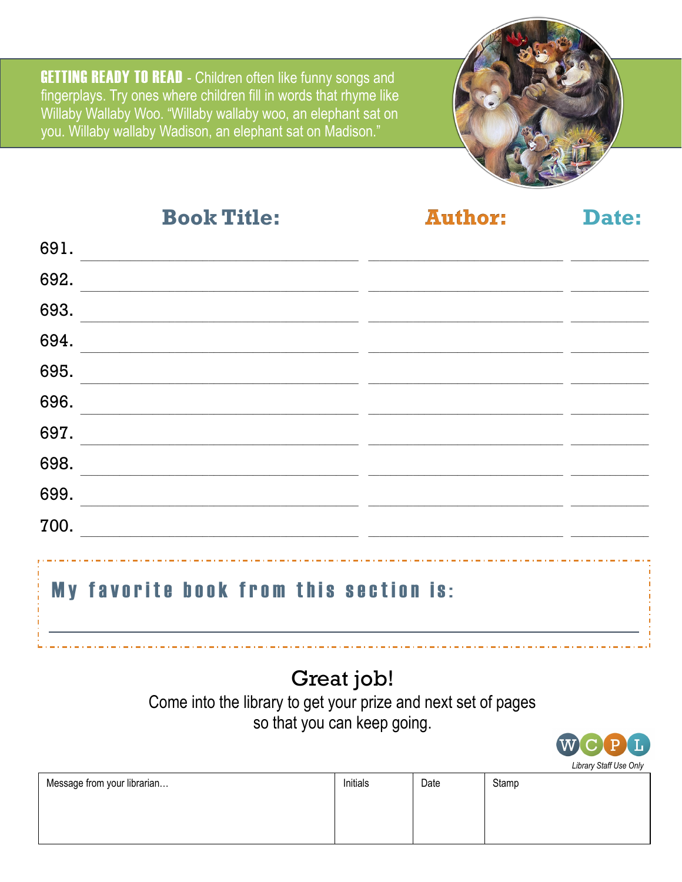**GETTING READY TO READ** - Children often like funny songs and fingerplays. Try ones where children fill in words that rhyme like Willaby Wallaby Woo. "Willaby wallaby woo, an elephant sat on you. Willaby wallaby Wadison, an elephant sat on Madison."

| | Book Title: | Author: | Date: |
|---|---|---|---|
| 691. | | | |
| 692. | | | |
| 693. | | | |
| 694. | | | |
| 695. | | | |
| 696. | | | |
| 697. | | | |
| 698. | | | |
| 699. | | | |
| 700. | | | |

**My favorite book from this section is:**

_______________________________________________

## Great job!

Come into the library to get your prize and next set of pages so that you can keep going.

WCPL

*Library Staff Use Only*

| Message from your librarian… | Initials | Date | Stamp |
|---|---|---|---|
| | | | |